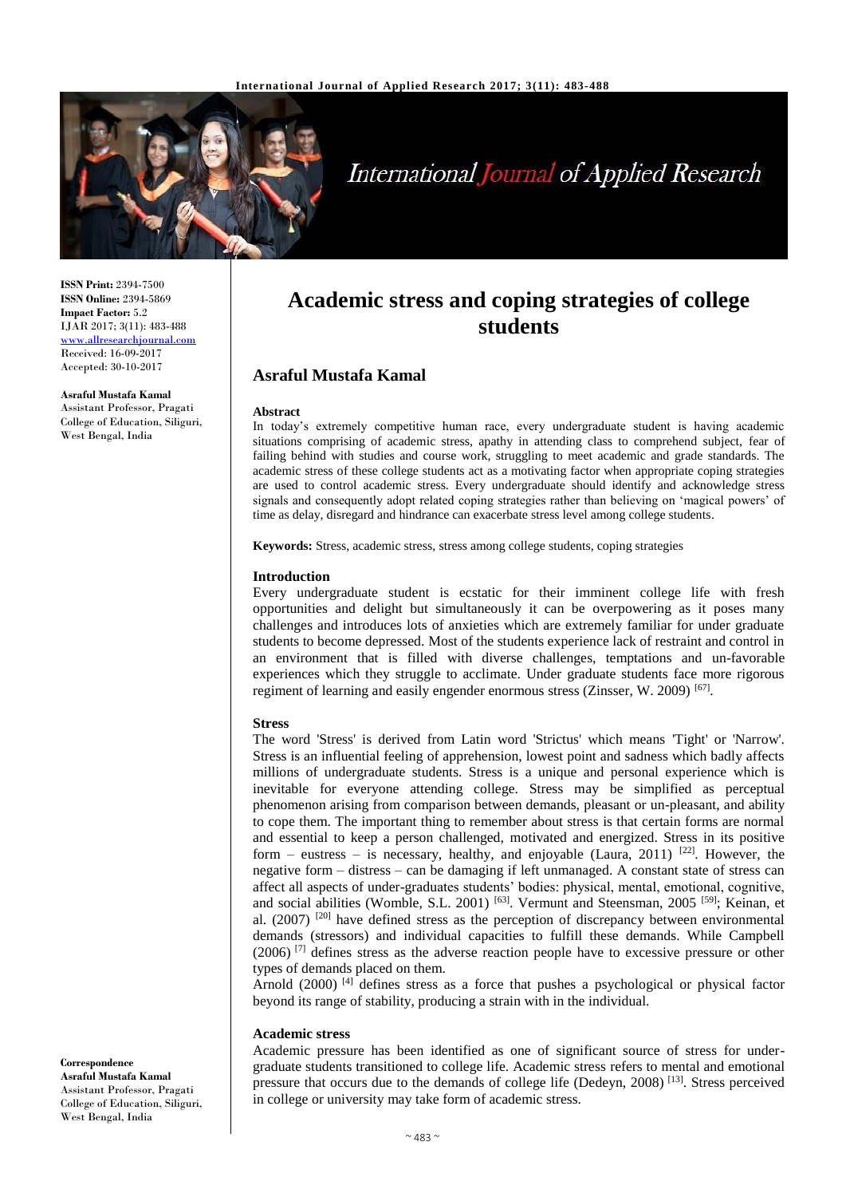# Academic stress and coping strategies of college students

**Asraful Mustafa Kamal**

**ISSN Print:** 2394-7500
**ISSN Online:** 2394-5869
**Impact Factor:** 5.2
IJAR 2017; 3(11): 483-488
www.allresearchjournal.com
Received: 16-09-2017
Accepted: 30-10-2017

**Asraful Mustafa Kamal**
Assistant Professor, Pragati College of Education, Siliguri, West Bengal, India

**Correspondence**
**Asraful Mustafa Kamal**
Assistant Professor, Pragati College of Education, Siliguri, West Bengal, India

**Abstract**

In today's extremely competitive human race, every undergraduate student is having academic situations comprising of academic stress, apathy in attending class to comprehend subject, fear of failing behind with studies and course work, struggling to meet academic and grade standards. The academic stress of these college students act as a motivating factor when appropriate coping strategies are used to control academic stress. Every undergraduate should identify and acknowledge stress signals and consequently adopt related coping strategies rather than believing on 'magical powers' of time as delay, disregard and hindrance can exacerbate stress level among college students.

**Keywords:** Stress, academic stress, stress among college students, coping strategies

## Introduction

Every undergraduate student is ecstatic for their imminent college life with fresh opportunities and delight but simultaneously it can be overpowering as it poses many challenges and introduces lots of anxieties which are extremely familiar for under graduate students to become depressed. Most of the students experience lack of restraint and control in an environment that is filled with diverse challenges, temptations and un-favorable experiences which they struggle to acclimate. Under graduate students face more rigorous regiment of learning and easily engender enormous stress (Zinsser, W. 2009) [67].

## Stress

The word 'Stress' is derived from Latin word 'Strictus' which means 'Tight' or 'Narrow'. Stress is an influential feeling of apprehension, lowest point and sadness which badly affects millions of undergraduate students. Stress is a unique and personal experience which is inevitable for everyone attending college. Stress may be simplified as perceptual phenomenon arising from comparison between demands, pleasant or un-pleasant, and ability to cope them. The important thing to remember about stress is that certain forms are normal and essential to keep a person challenged, motivated and energized. Stress in its positive form – eustress – is necessary, healthy, and enjoyable (Laura, 2011) [22]. However, the negative form – distress – can be damaging if left unmanaged. A constant state of stress can affect all aspects of under-graduates students' bodies: physical, mental, emotional, cognitive, and social abilities (Womble, S.L. 2001) [63]. Vermunt and Steensman, 2005 [59]; Keinan, et al. (2007) [20] have defined stress as the perception of discrepancy between environmental demands (stressors) and individual capacities to fulfill these demands. While Campbell (2006) [7] defines stress as the adverse reaction people have to excessive pressure or other types of demands placed on them.

Arnold (2000) [4] defines stress as a force that pushes a psychological or physical factor beyond its range of stability, producing a strain with in the individual.

## Academic stress

Academic pressure has been identified as one of significant source of stress for under-graduate students transitioned to college life. Academic stress refers to mental and emotional pressure that occurs due to the demands of college life (Dedeyn, 2008) [13]. Stress perceived in college or university may take form of academic stress.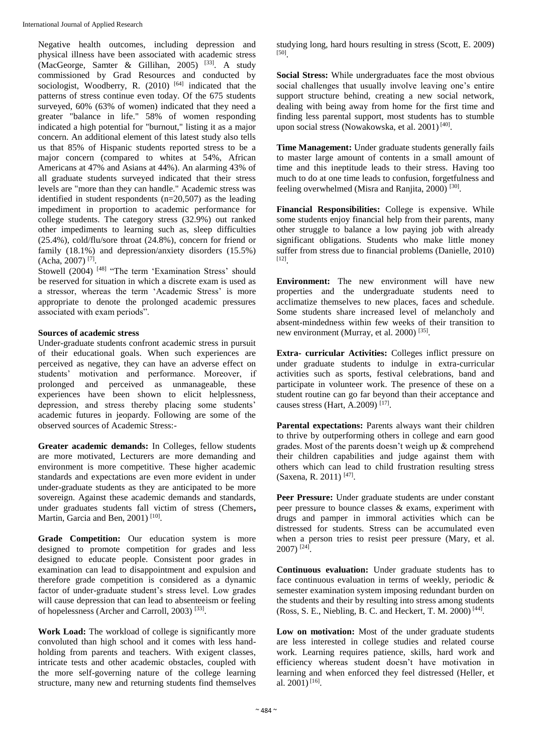Negative health outcomes, including depression and physical illness have been associated with academic stress (MacGeorge, Samter & Gillihan, 2005) [33]. A study commissioned by Grad Resources and conducted by sociologist, Woodberry, R. (2010) [64] indicated that the patterns of stress continue even today. Of the 675 students surveyed, 60% (63% of women) indicated that they need a greater "balance in life." 58% of women responding indicated a high potential for "burnout," listing it as a major concern. An additional element of this latest study also tells us that 85% of Hispanic students reported stress to be a major concern (compared to whites at 54%, African Americans at 47% and Asians at 44%). An alarming 43% of all graduate students surveyed indicated that their stress levels are "more than they can handle." Academic stress was identified in student respondents (n=20,507) as the leading impediment in proportion to academic performance for college students. The category stress (32.9%) out ranked other impediments to learning such as, sleep difficulties (25.4%), cold/flu/sore throat (24.8%), concern for friend or family (18.1%) and depression/anxiety disorders (15.5%) (Acha, 2007) [7].

Stowell (2004) [48] "The term 'Examination Stress' should be reserved for situation in which a discrete exam is used as a stressor, whereas the term 'Academic Stress' is more appropriate to denote the prolonged academic pressures associated with exam periods".

**Sources of academic stress**

Under-graduate students confront academic stress in pursuit of their educational goals. When such experiences are perceived as negative, they can have an adverse effect on students' motivation and performance. Moreover, if prolonged and perceived as unmanageable, these experiences have been shown to elicit helplessness, depression, and stress thereby placing some students' academic futures in jeopardy. Following are some of the observed sources of Academic Stress:-

**Greater academic demands:** In Colleges, fellow students are more motivated, Lecturers are more demanding and environment is more competitive. These higher academic standards and expectations are even more evident in under under-graduate students as they are anticipated to be more sovereign. Against these academic demands and standards, under graduates students fall victim of stress (Chemers**,** Martin, Garcia and Ben, 2001) [10].

**Grade Competition:** Our education system is more designed to promote competition for grades and less designed to educate people. Consistent poor grades in examination can lead to disappointment and expulsion and therefore grade competition is considered as a dynamic factor of under-graduate student's stress level. Low grades will cause depression that can lead to absenteeism or feeling of hopelessness (Archer and Carroll, 2003) [33].

**Work Load:** The workload of college is significantly more convoluted than high school and it comes with less hand-holding from parents and teachers. With exigent classes, intricate tests and other academic obstacles, coupled with the more self-governing nature of the college learning structure, many new and returning students find themselves studying long, hard hours resulting in stress (Scott, E. 2009) [50].

**Social Stress:** While undergraduates face the most obvious social challenges that usually involve leaving one's entire support structure behind, creating a new social network, dealing with being away from home for the first time and finding less parental support, most students has to stumble upon social stress (Nowakowska, et al. 2001) [40].

**Time Management:** Under graduate students generally fails to master large amount of contents in a small amount of time and this ineptitude leads to their stress. Having too much to do at one time leads to confusion, forgetfulness and feeling overwhelmed (Misra and Ranjita, 2000) [30].

**Financial Responsibilities:** College is expensive. While some students enjoy financial help from their parents, many other struggle to balance a low paying job with already significant obligations. Students who make little money suffer from stress due to financial problems (Danielle, 2010) [12].

**Environment:** The new environment will have new properties and the undergraduate students need to acclimatize themselves to new places, faces and schedule. Some students share increased level of melancholy and absent-mindedness within few weeks of their transition to new environment (Murray, et al. 2000) [35].

**Extra- curricular Activities:** Colleges inflict pressure on under graduate students to indulge in extra-curricular activities such as sports, festival celebrations, band and participate in volunteer work. The presence of these on a student routine can go far beyond than their acceptance and causes stress (Hart, A.2009) [17].

**Parental expectations:** Parents always want their children to thrive by outperforming others in college and earn good grades. Most of the parents doesn't weigh up & comprehend their children capabilities and judge against them with others which can lead to child frustration resulting stress (Saxena, R. 2011) [47].

**Peer Pressure:** Under graduate students are under constant peer pressure to bounce classes & exams, experiment with drugs and pamper in immoral activities which can be distressed for students. Stress can be accumulated even when a person tries to resist peer pressure (Mary, et al. 2007) [24].

**Continuous evaluation:** Under graduate students has to face continuous evaluation in terms of weekly, periodic & semester examination system imposing redundant burden on the students and their by resulting into stress among students (Ross, S. E., Niebling, B. C. and Heckert, T. M. 2000) [44].

**Low on motivation:** Most of the under graduate students are less interested in college studies and related course work. Learning requires patience, skills, hard work and efficiency whereas student doesn't have motivation in learning and when enforced they feel distressed (Heller, et al. 2001) [16].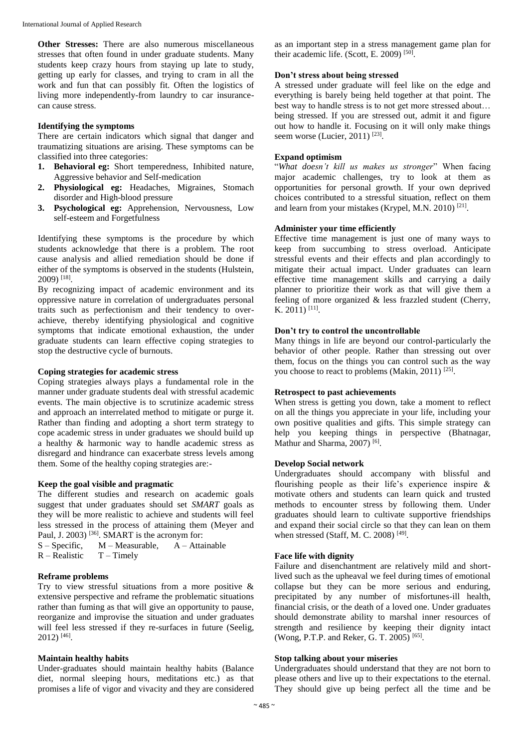**Other Stresses:** There are also numerous miscellaneous stresses that often found in under graduate students. Many students keep crazy hours from staying up late to study, getting up early for classes, and trying to cram in all the work and fun that can possibly fit. Often the logistics of living more independently-from laundry to car insurance-can cause stress.

**Identifying the symptoms**

There are certain indicators which signal that danger and traumatizing situations are arising. These symptoms can be classified into three categories:

1. **Behavioral eg:** Short temperedness, Inhibited nature, Aggressive behavior and Self-medication
2. **Physiological eg:** Headaches, Migraines, Stomach disorder and High-blood pressure
3. **Psychological eg:** Apprehension, Nervousness, Low self-esteem and Forgetfulness

Identifying these symptoms is the procedure by which students acknowledge that there is a problem. The root cause analysis and allied remediation should be done if either of the symptoms is observed in the students (Hulstein, 2009) [18].

By recognizing impact of academic environment and its oppressive nature in correlation of undergraduates personal traits such as perfectionism and their tendency to over-achieve, thereby identifying physiological and cognitive symptoms that indicate emotional exhaustion, the under graduate students can learn effective coping strategies to stop the destructive cycle of burnouts.

**Coping strategies for academic stress**

Coping strategies always plays a fundamental role in the manner under graduate students deal with stressful academic events. The main objective is to scrutinize academic stress and approach an interrelated method to mitigate or purge it. Rather than finding and adopting a short term strategy to cope academic stress in under graduates we should build up a healthy & harmonic way to handle academic stress as disregard and hindrance can exacerbate stress levels among them. Some of the healthy coping strategies are:-

**Keep the goal visible and pragmatic**

The different studies and research on academic goals suggest that under graduates should set *SMART* goals as they will be more realistic to achieve and students will feel less stressed in the process of attaining them (Meyer and Paul, J. 2003) [36]. SMART is the acronym for:

S – Specific, M – Measurable, A – Attainable
R – Realistic T – Timely

**Reframe problems**

Try to view stressful situations from a more positive & extensive perspective and reframe the problematic situations rather than fuming as that will give an opportunity to pause, reorganize and improvise the situation and under graduates will feel less stressed if they re-surfaces in future (Seelig, 2012) [46].

**Maintain healthy habits**

Under-graduates should maintain healthy habits (Balance diet, normal sleeping hours, meditations etc.) as that promises a life of vigor and vivacity and they are considered as an important step in a stress management game plan for their academic life. (Scott, E. 2009) [50].

**Don't stress about being stressed**

A stressed under graduate will feel like on the edge and everything is barely being held together at that point. The best way to handle stress is to not get more stressed about… being stressed. If you are stressed out, admit it and figure out how to handle it. Focusing on it will only make things seem worse (Lucier, 2011) [23].

**Expand optimism**

"*What doesn't kill us makes us stronger*" When facing major academic challenges, try to look at them as opportunities for personal growth. If your own deprived choices contributed to a stressful situation, reflect on them and learn from your mistakes (Krypel, M.N. 2010) [21].

**Administer your time efficiently**

Effective time management is just one of many ways to keep from succumbing to stress overload. Anticipate stressful events and their effects and plan accordingly to mitigate their actual impact. Under graduates can learn effective time management skills and carrying a daily planner to prioritize their work as that will give them a feeling of more organized & less frazzled student (Cherry, K. 2011) [11].

**Don't try to control the uncontrollable**

Many things in life are beyond our control-particularly the behavior of other people. Rather than stressing out over them, focus on the things you can control such as the way you choose to react to problems (Makin, 2011) [25].

**Retrospect to past achievements**

When stress is getting you down, take a moment to reflect on all the things you appreciate in your life, including your own positive qualities and gifts. This simple strategy can help you keeping things in perspective (Bhatnagar, Mathur and Sharma, 2007) [6].

**Develop Social network**

Undergraduates should accompany with blissful and flourishing people as their life's experience inspire & motivate others and students can learn quick and trusted methods to encounter stress by following them. Under graduates should learn to cultivate supportive friendships and expand their social circle so that they can lean on them when stressed (Staff, M. C. 2008) [49].

**Face life with dignity**

Failure and disenchantment are relatively mild and short-lived such as the upheaval we feel during times of emotional collapse but they can be more serious and enduring, precipitated by any number of misfortunes-ill health, financial crisis, or the death of a loved one. Under graduates should demonstrate ability to marshal inner resources of strength and resilience by keeping their dignity intact (Wong, P.T.P. and Reker, G. T. 2005) [65].

**Stop talking about your miseries**

Undergraduates should understand that they are not born to please others and live up to their expectations to the eternal. They should give up being perfect all the time and be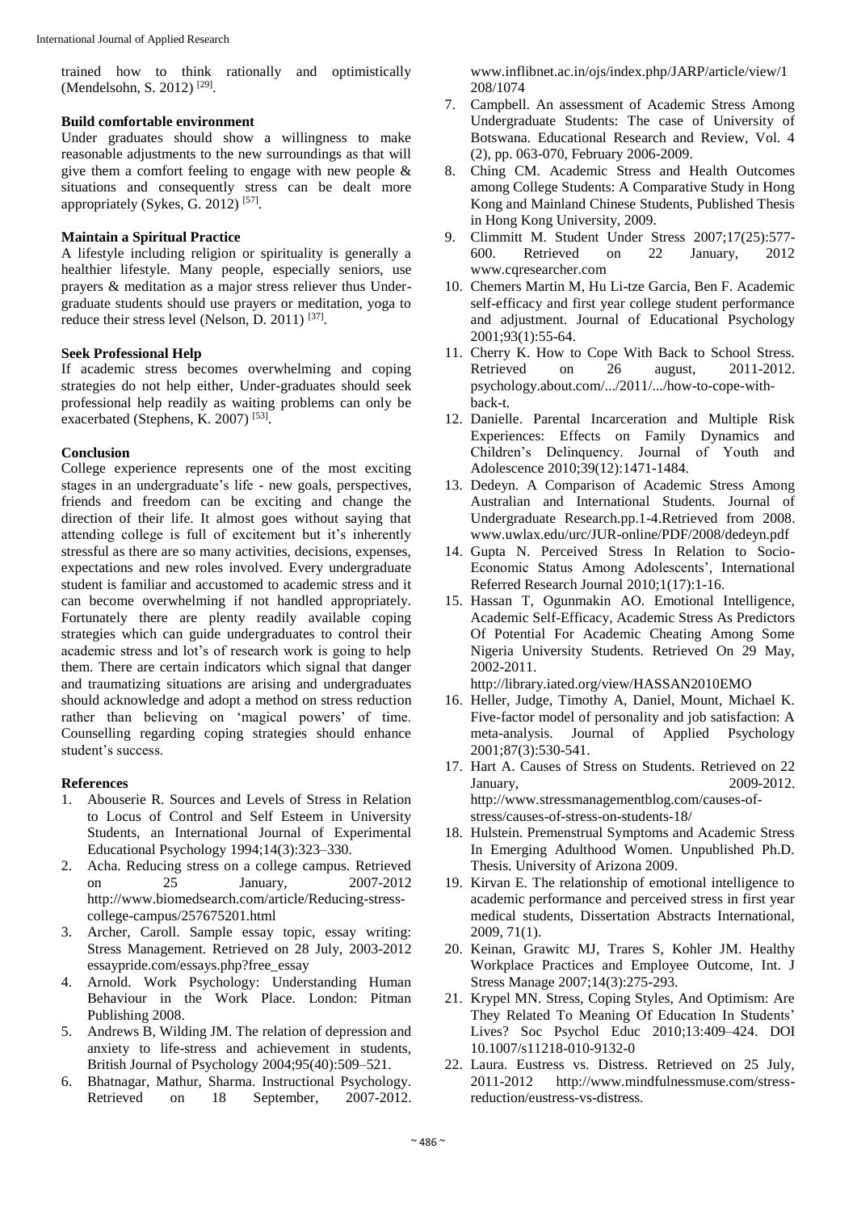trained how to think rationally and optimistically (Mendelsohn, S. 2012) [29].

**Build comfortable environment**

Under graduates should show a willingness to make reasonable adjustments to the new surroundings as that will give them a comfort feeling to engage with new people & situations and consequently stress can be dealt more appropriately (Sykes, G. 2012) [57].

**Maintain a Spiritual Practice**

A lifestyle including religion or spirituality is generally a healthier lifestyle. Many people, especially seniors, use prayers & meditation as a major stress reliever thus Under-graduate students should use prayers or meditation, yoga to reduce their stress level (Nelson, D. 2011) [37].

**Seek Professional Help**

If academic stress becomes overwhelming and coping strategies do not help either, Under-graduates should seek professional help readily as waiting problems can only be exacerbated (Stephens, K. 2007) [53].

## Conclusion

College experience represents one of the most exciting stages in an undergraduate's life - new goals, perspectives, friends and freedom can be exciting and change the direction of their life. It almost goes without saying that attending college is full of excitement but it's inherently stressful as there are so many activities, decisions, expenses, expectations and new roles involved. Every undergraduate student is familiar and accustomed to academic stress and it can become overwhelming if not handled appropriately. Fortunately there are plenty readily available coping strategies which can guide undergraduates to control their academic stress and lot's of research work is going to help them. There are certain indicators which signal that danger and traumatizing situations are arising and undergraduates should acknowledge and adopt a method on stress reduction rather than believing on 'magical powers' of time. Counselling regarding coping strategies should enhance student's success.

## References

1. Abouserie R. Sources and Levels of Stress in Relation to Locus of Control and Self Esteem in University Students, an International Journal of Experimental Educational Psychology 1994;14(3):323–330.
2. Acha. Reducing stress on a college campus. Retrieved on 25 January, 2007-2012 http://www.biomedsearch.com/article/Reducing-stress-college-campus/257675201.html
3. Archer, Caroll. Sample essay topic, essay writing: Stress Management. Retrieved on 28 July, 2003-2012 essaypride.com/essays.php?free_essay
4. Arnold. Work Psychology: Understanding Human Behaviour in the Work Place. London: Pitman Publishing 2008.
5. Andrews B, Wilding JM. The relation of depression and anxiety to life-stress and achievement in students, British Journal of Psychology 2004;95(40):509–521.
6. Bhatnagar, Mathur, Sharma. Instructional Psychology. Retrieved on 18 September, 2007-2012. www.inflibnet.ac.in/ojs/index.php/JARP/article/view/1208/1074
7. Campbell. An assessment of Academic Stress Among Undergraduate Students: The case of University of Botswana. Educational Research and Review, Vol. 4 (2), pp. 063-070, February 2006-2009.
8. Ching CM. Academic Stress and Health Outcomes among College Students: A Comparative Study in Hong Kong and Mainland Chinese Students, Published Thesis in Hong Kong University, 2009.
9. Climmitt M. Student Under Stress 2007;17(25):577-600. Retrieved on 22 January, 2012 www.cqresearcher.com
10. Chemers Martin M, Hu Li-tze Garcia, Ben F. Academic self-efficacy and first year college student performance and adjustment. Journal of Educational Psychology 2001;93(1):55-64.
11. Cherry K. How to Cope With Back to School Stress. Retrieved on 26 august, 2011-2012. psychology.about.com/.../2011/.../how-to-cope-with-back-t.
12. Danielle. Parental Incarceration and Multiple Risk Experiences: Effects on Family Dynamics and Children's Delinquency. Journal of Youth and Adolescence 2010;39(12):1471-1484.
13. Dedeyn. A Comparison of Academic Stress Among Australian and International Students. Journal of Undergraduate Research.pp.1-4.Retrieved from 2008. www.uwlax.edu/urc/JUR-online/PDF/2008/dedeyn.pdf
14. Gupta N. Perceived Stress In Relation to Socio-Economic Status Among Adolescents', International Referred Research Journal 2010;1(17):1-16.
15. Hassan T, Ogunmakin AO. Emotional Intelligence, Academic Self-Efficacy, Academic Stress As Predictors Of Potential For Academic Cheating Among Some Nigeria University Students. Retrieved On 29 May, 2002-2011. http://library.iated.org/view/HASSAN2010EMO
16. Heller, Judge, Timothy A, Daniel, Mount, Michael K. Five-factor model of personality and job satisfaction: A meta-analysis. Journal of Applied Psychology 2001;87(3):530-541.
17. Hart A. Causes of Stress on Students. Retrieved on 22 January, 2009-2012. http://www.stressmanagementblog.com/causes-of-stress/causes-of-stress-on-students-18/
18. Hulstein. Premenstrual Symptoms and Academic Stress In Emerging Adulthood Women. Unpublished Ph.D. Thesis. University of Arizona 2009.
19. Kirvan E. The relationship of emotional intelligence to academic performance and perceived stress in first year medical students, Dissertation Abstracts International, 2009, 71(1).
20. Keinan, Grawitc MJ, Trares S, Kohler JM. Healthy Workplace Practices and Employee Outcome, Int. J Stress Manage 2007;14(3):275-293.
21. Krypel MN. Stress, Coping Styles, And Optimism: Are They Related To Meaning Of Education In Students' Lives? Soc Psychol Educ 2010;13:409–424. DOI 10.1007/s11218-010-9132-0
22. Laura. Eustress vs. Distress. Retrieved on 25 July, 2011-2012 http://www.mindfulnessmuse.com/stress-reduction/eustress-vs-distress.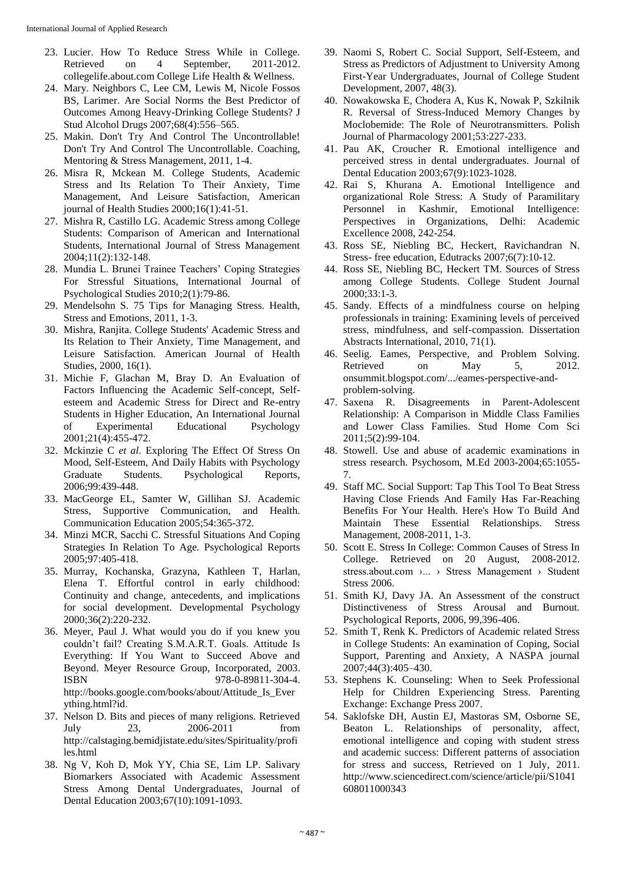23. Lucier. How To Reduce Stress While in College. Retrieved on 4 September, 2011-2012. collegelife.about.com College Life Health & Wellness.
24. Mary. Neighbors C, Lee CM, Lewis M, Nicole Fossos BS, Larimer. Are Social Norms the Best Predictor of Outcomes Among Heavy-Drinking College Students? J Stud Alcohol Drugs 2007;68(4):556–565.
25. Makin. Don't Try And Control The Uncontrollable! Don't Try And Control The Uncontrollable. Coaching, Mentoring & Stress Management, 2011, 1-4.
26. Misra R, Mckean M. College Students, Academic Stress and Its Relation To Their Anxiety, Time Management, And Leisure Satisfaction, American journal of Health Studies 2000;16(1):41-51.
27. Mishra R, Castillo LG. Academic Stress among College Students: Comparison of American and International Students, International Journal of Stress Management 2004;11(2):132-148.
28. Mundia L. Brunei Trainee Teachers' Coping Strategies For Stressful Situations, International Journal of Psychological Studies 2010;2(1):79-86.
29. Mendelsohn S. 75 Tips for Managing Stress. Health, Stress and Emotions, 2011, 1-3.
30. Mishra, Ranjita. College Students' Academic Stress and Its Relation to Their Anxiety, Time Management, and Leisure Satisfaction. American Journal of Health Studies, 2000, 16(1).
31. Michie F, Glachan M, Bray D. An Evaluation of Factors Influencing the Academic Self-concept, Self-esteem and Academic Stress for Direct and Re-entry Students in Higher Education, An International Journal of Experimental Educational Psychology 2001;21(4):455-472.
32. Mckinzie C *et al*. Exploring The Effect Of Stress On Mood, Self-Esteem, And Daily Habits with Psychology Graduate Students. Psychological Reports, 2006;99:439-448.
33. MacGeorge EL, Samter W, Gillihan SJ. Academic Stress, Supportive Communication, and Health. Communication Education 2005;54:365-372.
34. Minzi MCR, Sacchi C. Stressful Situations And Coping Strategies In Relation To Age. Psychological Reports 2005;97:405-418.
35. Murray, Kochanska, Grazyna, Kathleen T, Harlan, Elena T. Effortful control in early childhood: Continuity and change, antecedents, and implications for social development. Developmental Psychology 2000;36(2):220-232.
36. Meyer, Paul J. What would you do if you knew you couldn't fail? Creating S.M.A.R.T. Goals. Attitude Is Everything: If You Want to Succeed Above and Beyond. Meyer Resource Group, Incorporated, 2003. ISBN 978-0-89811-304-4. http://books.google.com/books/about/Attitude_Is_Everything.html?id.
37. Nelson D. Bits and pieces of many religions. Retrieved July 23, 2006-2011 from http://calstaging.bemidjistate.edu/sites/Spirituality/profiles.html
38. Ng V, Koh D, Mok YY, Chia SE, Lim LP. Salivary Biomarkers Associated with Academic Assessment Stress Among Dental Undergraduates, Journal of Dental Education 2003;67(10):1091-1093.
39. Naomi S, Robert C. Social Support, Self-Esteem, and Stress as Predictors of Adjustment to University Among First-Year Undergraduates, Journal of College Student Development, 2007, 48(3).
40. Nowakowska E, Chodera A, Kus K, Nowak P, Szkilnik R. Reversal of Stress-Induced Memory Changes by Moclobemide: The Role of Neurotransmitters. Polish Journal of Pharmacology 2001;53:227-233.
41. Pau AK, Croucher R. Emotional intelligence and perceived stress in dental undergraduates. Journal of Dental Education 2003;67(9):1023-1028.
42. Rai S, Khurana A. Emotional Intelligence and organizational Role Stress: A Study of Paramilitary Personnel in Kashmir, Emotional Intelligence: Perspectives in Organizations, Delhi: Academic Excellence 2008, 242-254.
43. Ross SE, Niebling BC, Heckert, Ravichandran N. Stress- free education, Edutracks 2007;6(7):10-12.
44. Ross SE, Niebling BC, Heckert TM. Sources of Stress among College Students. College Student Journal 2000;33:1-3.
45. Sandy. Effects of a mindfulness course on helping professionals in training: Examining levels of perceived stress, mindfulness, and self-compassion. Dissertation Abstracts International, 2010, 71(1).
46. Seelig. Eames, Perspective, and Problem Solving. Retrieved on May 5, 2012. onsummit.blogspot.com/.../eames-perspective-and-problem-solving.
47. Saxena R. Disagreements in Parent-Adolescent Relationship: A Comparison in Middle Class Families and Lower Class Families. Stud Home Com Sci 2011;5(2):99-104.
48. Stowell. Use and abuse of academic examinations in stress research. Psychosom, M.Ed 2003-2004;65:1055-7.
49. Staff MC. Social Support: Tap This Tool To Beat Stress Having Close Friends And Family Has Far-Reaching Benefits For Your Health. Here's How To Build And Maintain These Essential Relationships. Stress Management, 2008-2011, 1-3.
50. Scott E. Stress In College: Common Causes of Stress In College. Retrieved on 20 August, 2008-2012. stress.about.com ›... › Stress Management › Student Stress 2006.
51. Smith KJ, Davy JA. An Assessment of the construct Distinctiveness of Stress Arousal and Burnout. Psychological Reports, 2006, 99,396-406.
52. Smith T, Renk K. Predictors of Academic related Stress in College Students: An examination of Coping, Social Support, Parenting and Anxiety, A NASPA journal 2007;44(3):405–430.
53. Stephens K. Counseling: When to Seek Professional Help for Children Experiencing Stress. Parenting Exchange: Exchange Press 2007.
54. Saklofske DH, Austin EJ, Mastoras SM, Osborne SE, Beaton L. Relationships of personality, affect, emotional intelligence and coping with student stress and academic success: Different patterns of association for stress and success, Retrieved on 1 July, 2011. http://www.sciencedirect.com/science/article/pii/S1041608011000343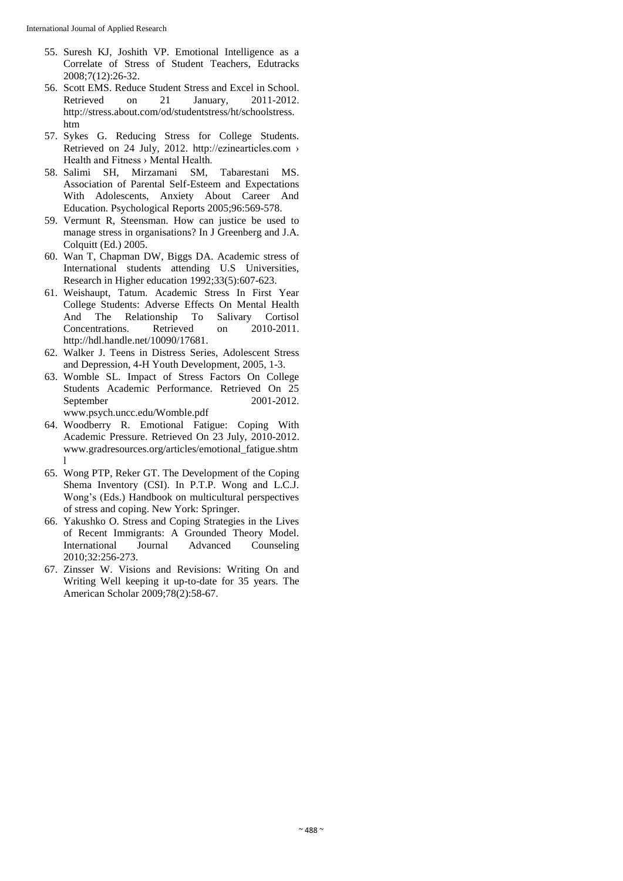55. Suresh KJ, Joshith VP. Emotional Intelligence as a Correlate of Stress of Student Teachers, Edutracks 2008;7(12):26-32.
56. Scott EMS. Reduce Student Stress and Excel in School. Retrieved on 21 January, 2011-2012. http://stress.about.com/od/studentstress/ht/schoolstress.htm
57. Sykes G. Reducing Stress for College Students. Retrieved on 24 July, 2012. http://ezinearticles.com › Health and Fitness › Mental Health.
58. Salimi SH, Mirzamani SM, Tabarestani MS. Association of Parental Self-Esteem and Expectations With Adolescents, Anxiety About Career And Education. Psychological Reports 2005;96:569-578.
59. Vermunt R, Steensman. How can justice be used to manage stress in organisations? In J Greenberg and J.A. Colquitt (Ed.) 2005.
60. Wan T, Chapman DW, Biggs DA. Academic stress of International students attending U.S Universities, Research in Higher education 1992;33(5):607-623.
61. Weishaupt, Tatum. Academic Stress In First Year College Students: Adverse Effects On Mental Health And The Relationship To Salivary Cortisol Concentrations. Retrieved on 2010-2011. http://hdl.handle.net/10090/17681.
62. Walker J. Teens in Distress Series, Adolescent Stress and Depression, 4-H Youth Development, 2005, 1-3.
63. Womble SL. Impact of Stress Factors On College Students Academic Performance. Retrieved On 25 September 2001-2012. www.psych.uncc.edu/Womble.pdf
64. Woodberry R. Emotional Fatigue: Coping With Academic Pressure. Retrieved On 23 July, 2010-2012. www.gradresources.org/articles/emotional_fatigue.shtml
65. Wong PTP, Reker GT. The Development of the Coping Shema Inventory (CSI). In P.T.P. Wong and L.C.J. Wong's (Eds.) Handbook on multicultural perspectives of stress and coping. New York: Springer.
66. Yakushko O. Stress and Coping Strategies in the Lives of Recent Immigrants: A Grounded Theory Model. International Journal Advanced Counseling 2010;32:256-273.
67. Zinsser W. Visions and Revisions: Writing On and Writing Well keeping it up-to-date for 35 years. The American Scholar 2009;78(2):58-67.